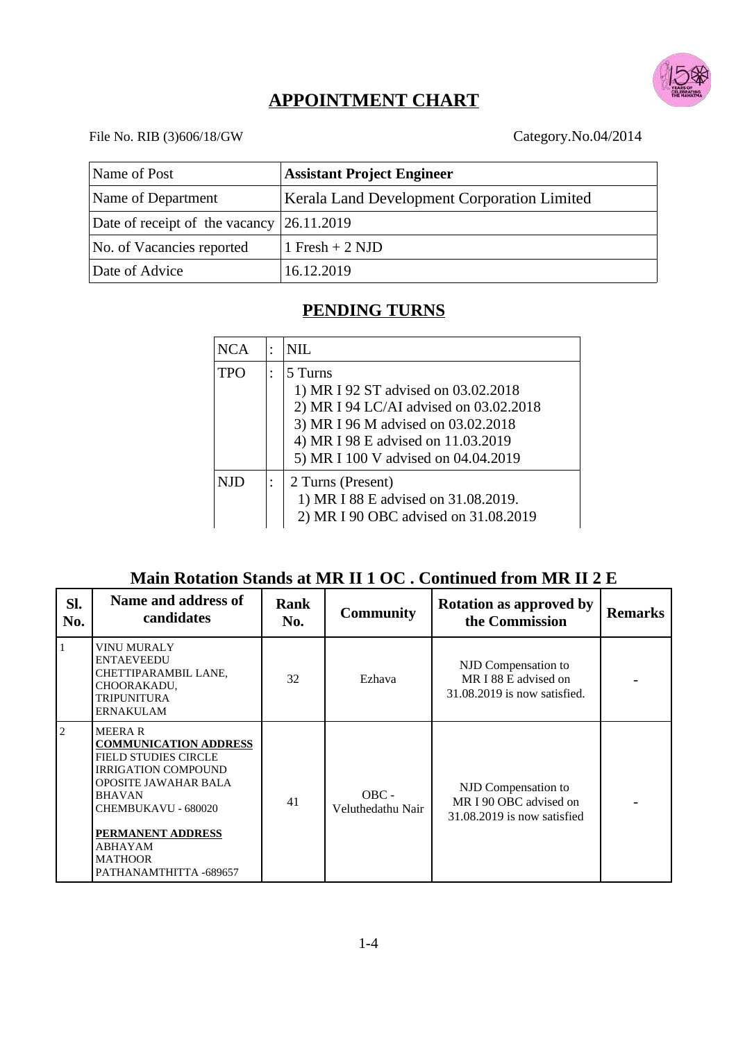# APPOINTMENT CHART

File No. RIB (3)606/18/GW

Category.No.04/2014

| Name of Post | **Assistant Project Engineer** |
|---|---|
| Name of Department | Kerala Land Development Corporation Limited |
| Date of receipt of the vacancy | 26.11.2019 |
| No. of Vacancies reported | 1 Fresh + 2 NJD |
| Date of Advice | 16.12.2019 |

## PENDING TURNS

| | | |
|---|---|---|
| NCA | : | NIL |
| TPO | : | 5 Turns<br>1) MR I 92 ST advised on 03.02.2018<br>2) MR I 94 LC/AI advised on 03.02.2018<br>3) MR I 96 M advised on 03.02.2018<br>4) MR I 98 E advised on 11.03.2019<br>5) MR I 100 V advised on 04.04.2019 |
| NJD | : | 2 Turns (Present)<br>1) MR I 88 E advised on 31.08.2019.<br>2) MR I 90 OBC advised on 31.08.2019 |

## Main Rotation Stands at MR II 1 OC . Continued from MR II 2 E

| Sl. No. | Name and address of candidates | Rank No. | Community | Rotation as approved by the Commission | Remarks |
|---|---|---|---|---|---|
| 1 | VINU MURALY<br>ENTAEVEEDU<br>CHETTIPARAMBIL LANE,<br>CHOORAKADU,<br>TRIPUNITURA<br>ERNAKULAM | 32 | Ezhava | NJD Compensation to MR I 88 E advised on 31.08.2019 is now satisfied. | - |
| 2 | MEERA R<br>**COMMUNICATION ADDRESS**<br>FIELD STUDIES CIRCLE<br>IRRIGATION COMPOUND<br>OPOSITE JAWAHAR BALA BHAVAN<br>CHEMBUKAVU - 680020<br>**PERMANENT ADDRESS**<br>ABHAYAM<br>MATHOOR<br>PATHANAMTHITTA -689657 | 41 | OBC - Veluthedathu Nair | NJD Compensation to MR I 90 OBC advised on 31.08.2019 is now satisfied | - |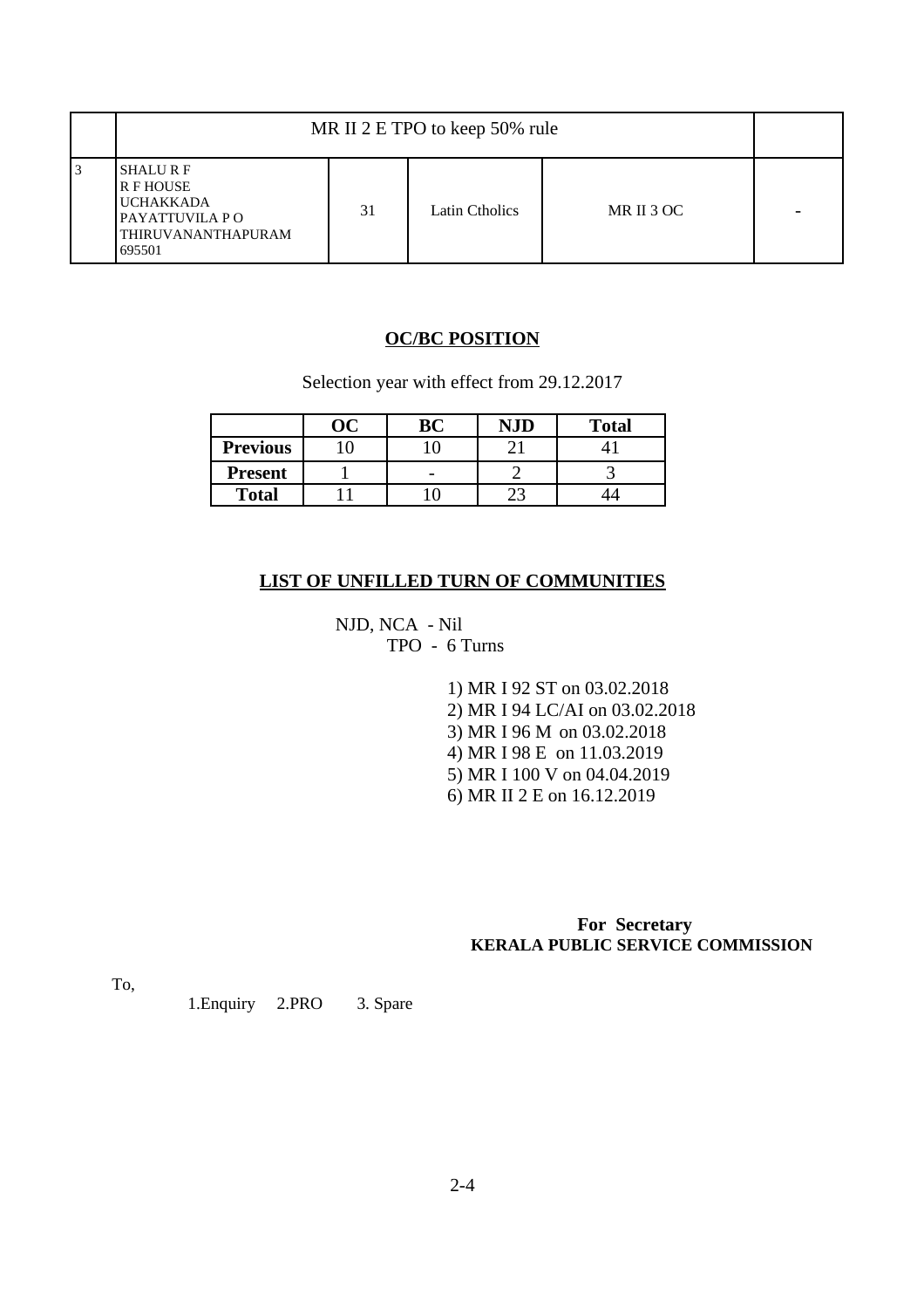| | MR II 2 E TPO to keep 50% rule | | | | |
|---|---|---|---|---|---|
| 3 | SHALU R F<br>R F HOUSE<br>UCHAKKADA<br>PAYATTUVILA P O<br>THIRUVANANTHAPURAM<br>695501 | 31 | Latin Ctholics | MR II 3 OC | - |

## OC/BC POSITION

Selection year with effect from 29.12.2017

| | OC | BC | NJD | Total |
|---|---|---|---|---|
| **Previous** | 10 | 10 | 21 | 41 |
| **Present** | 1 | - | 2 | 3 |
| **Total** | 11 | 10 | 23 | 44 |

## LIST OF UNFILLED TURN OF COMMUNITIES

NJD, NCA - Nil
TPO - 6 Turns

1) MR I 92 ST on 03.02.2018
2) MR I 94 LC/AI on 03.02.2018
3) MR I 96 M on 03.02.2018
4) MR I 98 E on 11.03.2019
5) MR I 100 V on 04.04.2019
6) MR II 2 E on 16.12.2019

**For Secretary**
**KERALA PUBLIC SERVICE COMMISSION**

To,

1.Enquiry 2.PRO 3. Spare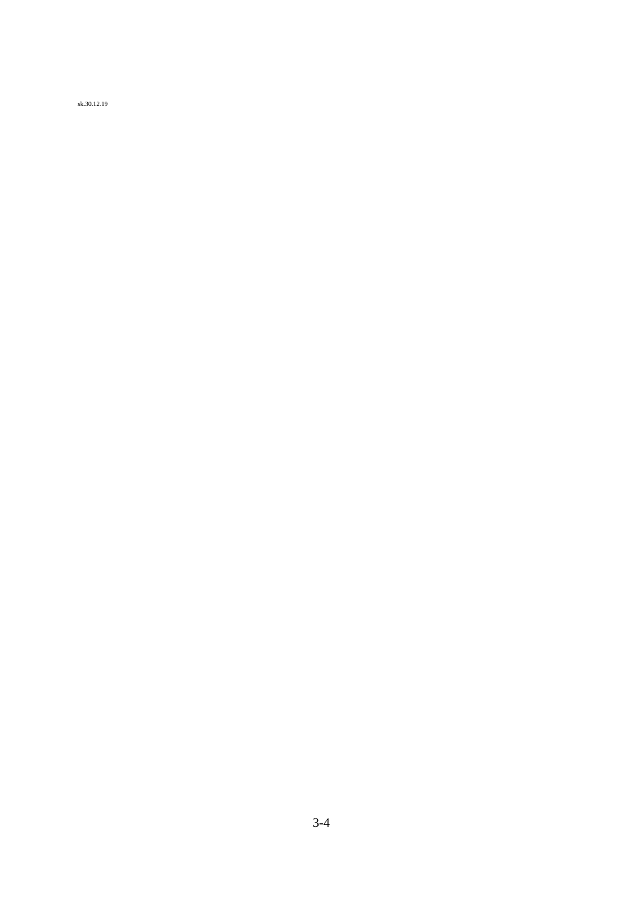sk.30.12.19